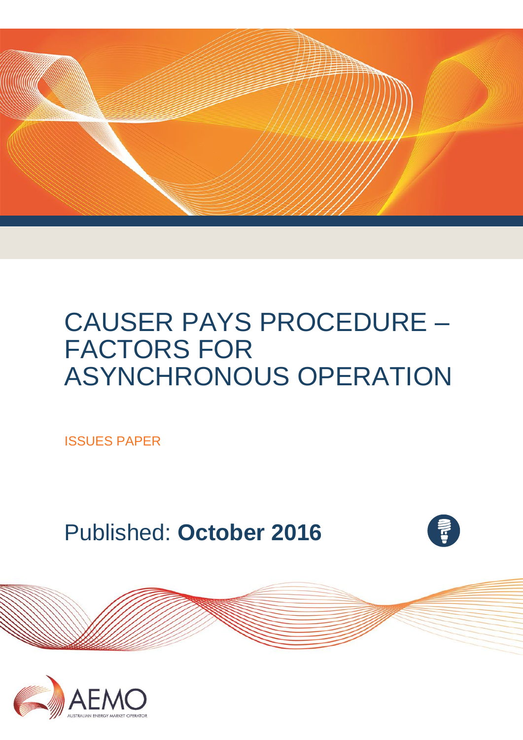# CAUSER PAYS PROCEDURE – FACTORS FOR ASYNCHRONOUS OPERATION

ISSUES PAPER

Published: **October 2016**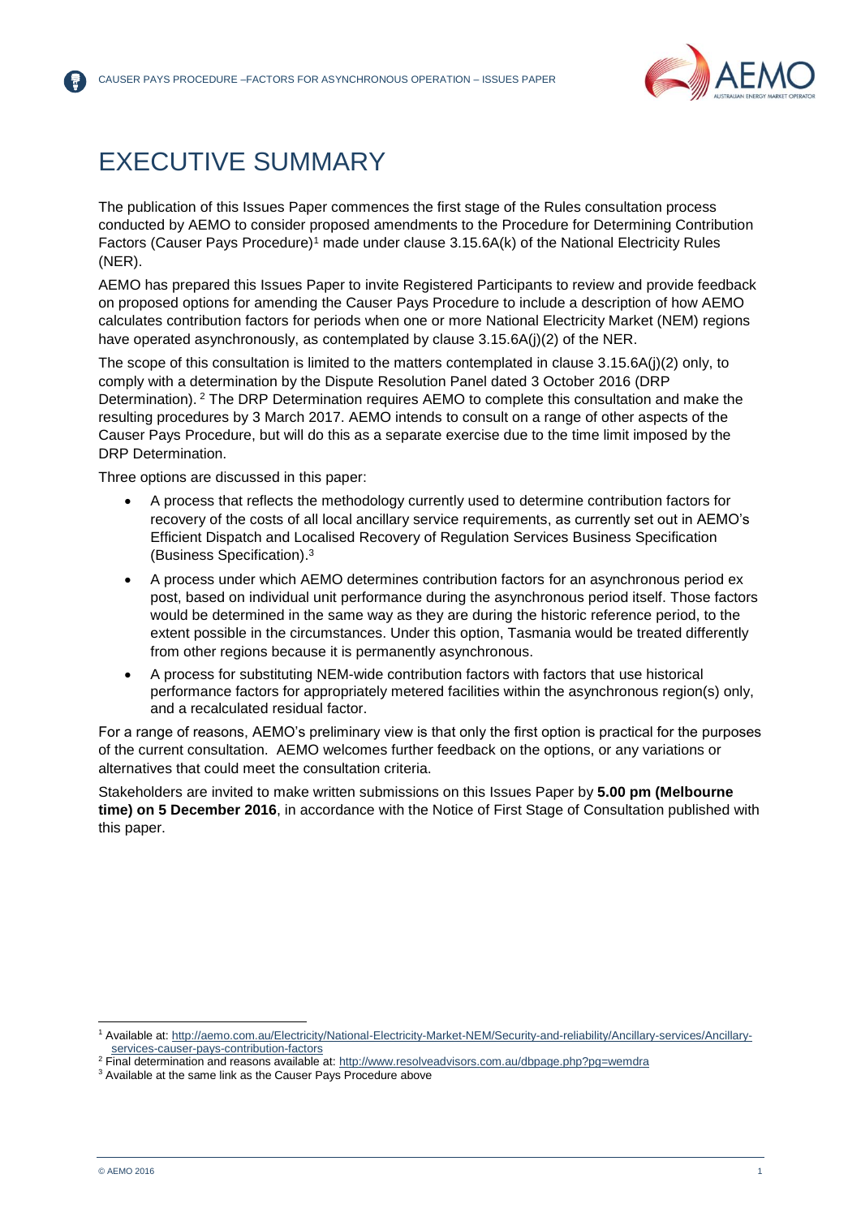# EXECUTIVE SUMMARY

The publication of this Issues Paper commences the first stage of the Rules consultation process conducted by AEMO to consider proposed amendments to the Procedure for Determining Contribution Factors (Causer Pays Procedure)[1] made under clause 3.15.6A(k) of the National Electricity Rules (NER).

AEMO has prepared this Issues Paper to invite Registered Participants to review and provide feedback on proposed options for amending the Causer Pays Procedure to include a description of how AEMO calculates contribution factors for periods when one or more National Electricity Market (NEM) regions have operated asynchronously, as contemplated by clause 3.15.6A(j)(2) of the NER.

The scope of this consultation is limited to the matters contemplated in clause 3.15.6A(j)(2) only, to comply with a determination by the Dispute Resolution Panel dated 3 October 2016 (DRP Determination).[2] The DRP Determination requires AEMO to complete this consultation and make the resulting procedures by 3 March 2017. AEMO intends to consult on a range of other aspects of the Causer Pays Procedure, but will do this as a separate exercise due to the time limit imposed by the DRP Determination.

Three options are discussed in this paper:

- A process that reflects the methodology currently used to determine contribution factors for recovery of the costs of all local ancillary service requirements, as currently set out in AEMO's Efficient Dispatch and Localised Recovery of Regulation Services Business Specification (Business Specification).[3]
- A process under which AEMO determines contribution factors for an asynchronous period ex post, based on individual unit performance during the asynchronous period itself. Those factors would be determined in the same way as they are during the historic reference period, to the extent possible in the circumstances. Under this option, Tasmania would be treated differently from other regions because it is permanently asynchronous.
- A process for substituting NEM-wide contribution factors with factors that use historical performance factors for appropriately metered facilities within the asynchronous region(s) only, and a recalculated residual factor.

For a range of reasons, AEMO's preliminary view is that only the first option is practical for the purposes of the current consultation. AEMO welcomes further feedback on the options, or any variations or alternatives that could meet the consultation criteria.

Stakeholders are invited to make written submissions on this Issues Paper by **5.00 pm (Melbourne time) on 5 December 2016**, in accordance with the Notice of First Stage of Consultation published with this paper.

---

[1] Available at: http://aemo.com.au/Electricity/National-Electricity-Market-NEM/Security-and-reliability/Ancillary-services/Ancillary-services-causer-pays-contribution-factors

[2] Final determination and reasons available at: http://www.resolveadvisors.com.au/dbpage.php?pg=wemdra

[3] Available at the same link as the Causer Pays Procedure above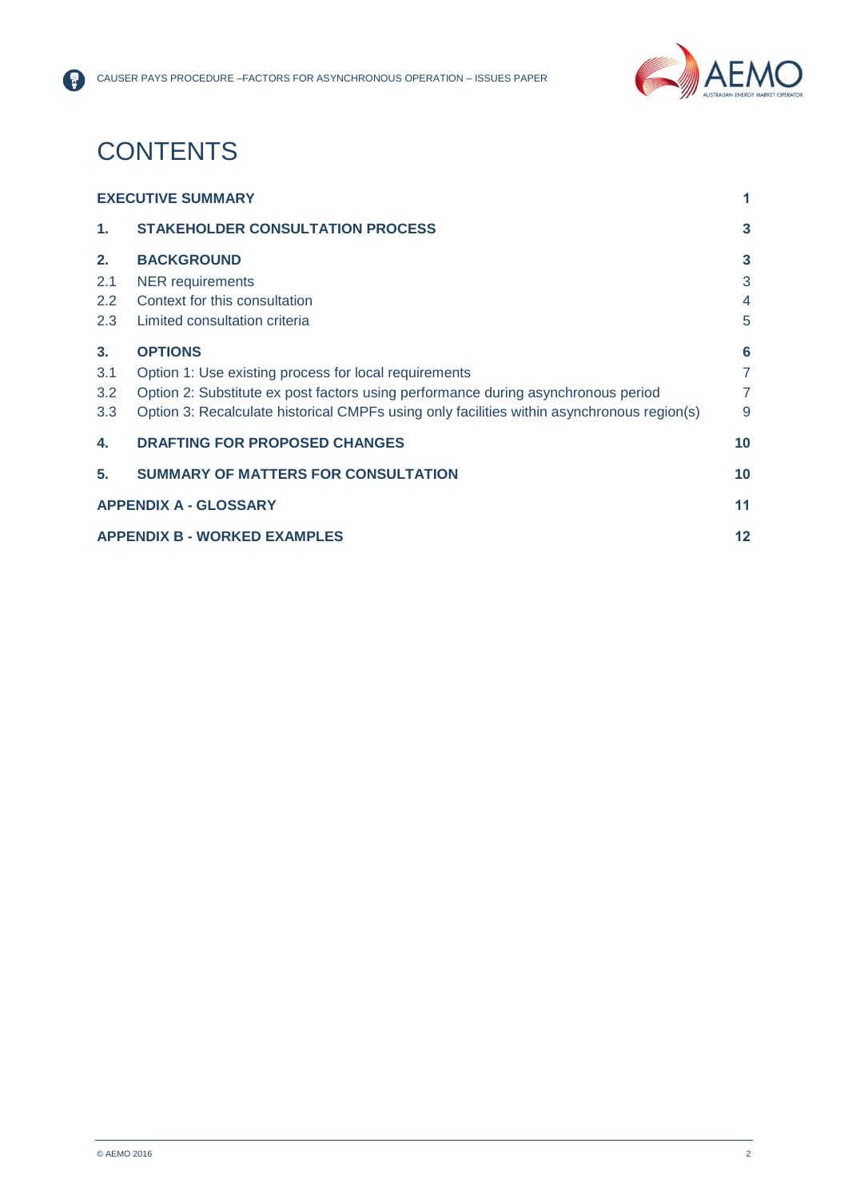# CONTENTS

| | | |
|---|---|---|
| **EXECUTIVE SUMMARY** | | **1** |
| **1.** | **STAKEHOLDER CONSULTATION PROCESS** | **3** |
| **2.** | **BACKGROUND** | **3** |
| 2.1 | NER requirements | 3 |
| 2.2 | Context for this consultation | 4 |
| 2.3 | Limited consultation criteria | 5 |
| **3.** | **OPTIONS** | **6** |
| 3.1 | Option 1: Use existing process for local requirements | 7 |
| 3.2 | Option 2: Substitute ex post factors using performance during asynchronous period | 7 |
| 3.3 | Option 3: Recalculate historical CMPFs using only facilities within asynchronous region(s) | 9 |
| **4.** | **DRAFTING FOR PROPOSED CHANGES** | **10** |
| **5.** | **SUMMARY OF MATTERS FOR CONSULTATION** | **10** |
| **APPENDIX A - GLOSSARY** | | **11** |
| **APPENDIX B - WORKED EXAMPLES** | | **12** |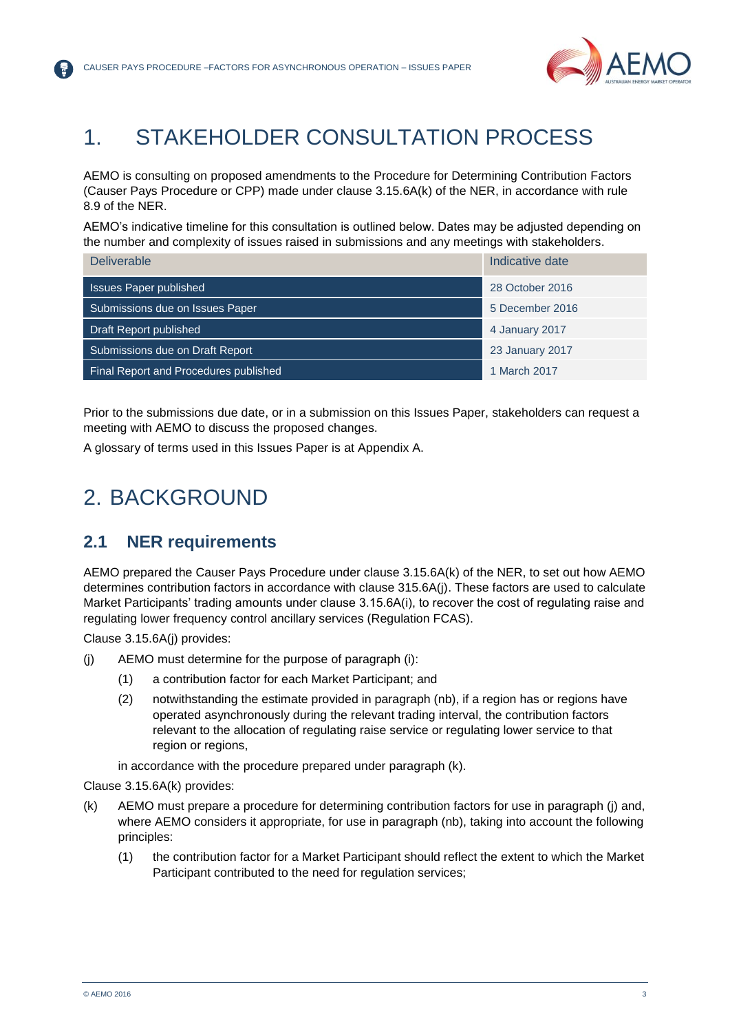# 1. STAKEHOLDER CONSULTATION PROCESS

AEMO is consulting on proposed amendments to the Procedure for Determining Contribution Factors (Causer Pays Procedure or CPP) made under clause 3.15.6A(k) of the NER, in accordance with rule 8.9 of the NER.

AEMO's indicative timeline for this consultation is outlined below. Dates may be adjusted depending on the number and complexity of issues raised in submissions and any meetings with stakeholders.

| Deliverable | Indicative date |
|---|---|
| Issues Paper published | 28 October 2016 |
| Submissions due on Issues Paper | 5 December 2016 |
| Draft Report published | 4 January 2017 |
| Submissions due on Draft Report | 23 January 2017 |
| Final Report and Procedures published | 1 March 2017 |

Prior to the submissions due date, or in a submission on this Issues Paper, stakeholders can request a meeting with AEMO to discuss the proposed changes.

A glossary of terms used in this Issues Paper is at Appendix A.

# 2. BACKGROUND

## 2.1 NER requirements

AEMO prepared the Causer Pays Procedure under clause 3.15.6A(k) of the NER, to set out how AEMO determines contribution factors in accordance with clause 315.6A(j). These factors are used to calculate Market Participants' trading amounts under clause 3.15.6A(i), to recover the cost of regulating raise and regulating lower frequency control ancillary services (Regulation FCAS).

Clause 3.15.6A(j) provides:

(j) AEMO must determine for the purpose of paragraph (i):

   (1) a contribution factor for each Market Participant; and

   (2) notwithstanding the estimate provided in paragraph (nb), if a region has or regions have operated asynchronously during the relevant trading interval, the contribution factors relevant to the allocation of regulating raise service or regulating lower service to that region or regions,

   in accordance with the procedure prepared under paragraph (k).

Clause 3.15.6A(k) provides:

(k) AEMO must prepare a procedure for determining contribution factors for use in paragraph (j) and, where AEMO considers it appropriate, for use in paragraph (nb), taking into account the following principles:

   (1) the contribution factor for a Market Participant should reflect the extent to which the Market Participant contributed to the need for regulation services;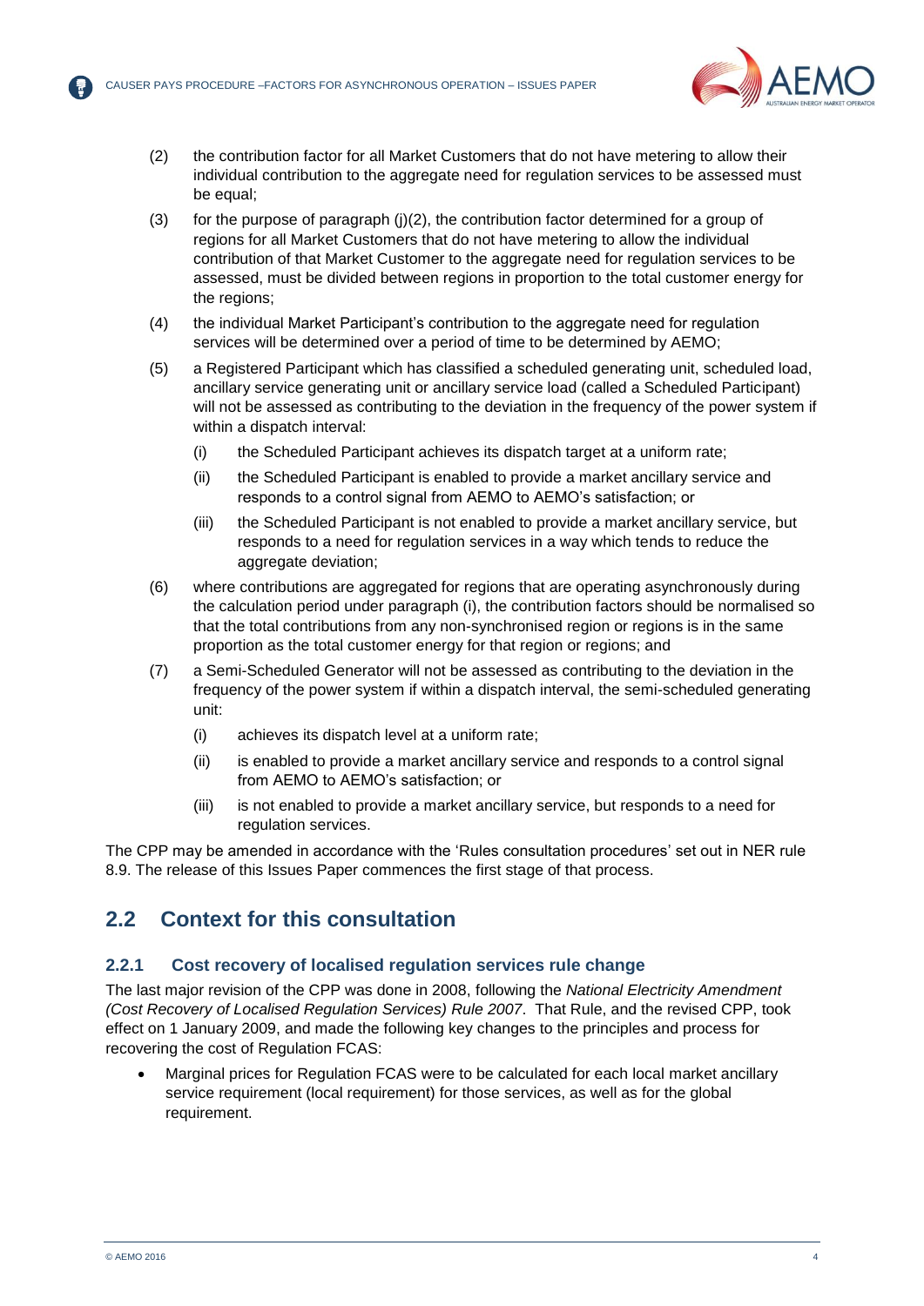(2) the contribution factor for all Market Customers that do not have metering to allow their individual contribution to the aggregate need for regulation services to be assessed must be equal;

(3) for the purpose of paragraph (j)(2), the contribution factor determined for a group of regions for all Market Customers that do not have metering to allow the individual contribution of that Market Customer to the aggregate need for regulation services to be assessed, must be divided between regions in proportion to the total customer energy for the regions;

(4) the individual Market Participant's contribution to the aggregate need for regulation services will be determined over a period of time to be determined by AEMO;

(5) a Registered Participant which has classified a scheduled generating unit, scheduled load, ancillary service generating unit or ancillary service load (called a Scheduled Participant) will not be assessed as contributing to the deviation in the frequency of the power system if within a dispatch interval:

   (i) the Scheduled Participant achieves its dispatch target at a uniform rate;

   (ii) the Scheduled Participant is enabled to provide a market ancillary service and responds to a control signal from AEMO to AEMO's satisfaction; or

   (iii) the Scheduled Participant is not enabled to provide a market ancillary service, but responds to a need for regulation services in a way which tends to reduce the aggregate deviation;

(6) where contributions are aggregated for regions that are operating asynchronously during the calculation period under paragraph (i), the contribution factors should be normalised so that the total contributions from any non-synchronised region or regions is in the same proportion as the total customer energy for that region or regions; and

(7) a Semi-Scheduled Generator will not be assessed as contributing to the deviation in the frequency of the power system if within a dispatch interval, the semi-scheduled generating unit:

   (i) achieves its dispatch level at a uniform rate;

   (ii) is enabled to provide a market ancillary service and responds to a control signal from AEMO to AEMO's satisfaction; or

   (iii) is not enabled to provide a market ancillary service, but responds to a need for regulation services.

The CPP may be amended in accordance with the 'Rules consultation procedures' set out in NER rule 8.9. The release of this Issues Paper commences the first stage of that process.

## 2.2 Context for this consultation

### 2.2.1 Cost recovery of localised regulation services rule change

The last major revision of the CPP was done in 2008, following the *National Electricity Amendment (Cost Recovery of Localised Regulation Services) Rule 2007*. That Rule, and the revised CPP, took effect on 1 January 2009, and made the following key changes to the principles and process for recovering the cost of Regulation FCAS:

- Marginal prices for Regulation FCAS were to be calculated for each local market ancillary service requirement (local requirement) for those services, as well as for the global requirement.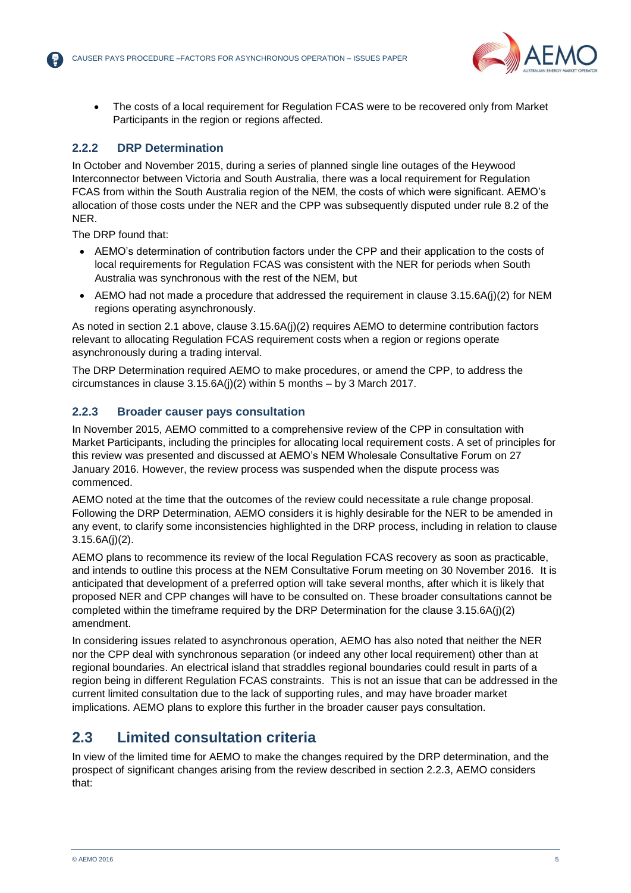- The costs of a local requirement for Regulation FCAS were to be recovered only from Market Participants in the region or regions affected.

### 2.2.2 DRP Determination

In October and November 2015, during a series of planned single line outages of the Heywood Interconnector between Victoria and South Australia, there was a local requirement for Regulation FCAS from within the South Australia region of the NEM, the costs of which were significant. AEMO's allocation of those costs under the NER and the CPP was subsequently disputed under rule 8.2 of the NER.

The DRP found that:

- AEMO's determination of contribution factors under the CPP and their application to the costs of local requirements for Regulation FCAS was consistent with the NER for periods when South Australia was synchronous with the rest of the NEM, but
- AEMO had not made a procedure that addressed the requirement in clause 3.15.6A(j)(2) for NEM regions operating asynchronously.

As noted in section 2.1 above, clause 3.15.6A(j)(2) requires AEMO to determine contribution factors relevant to allocating Regulation FCAS requirement costs when a region or regions operate asynchronously during a trading interval.

The DRP Determination required AEMO to make procedures, or amend the CPP, to address the circumstances in clause 3.15.6A(j)(2) within 5 months – by 3 March 2017.

### 2.2.3 Broader causer pays consultation

In November 2015, AEMO committed to a comprehensive review of the CPP in consultation with Market Participants, including the principles for allocating local requirement costs. A set of principles for this review was presented and discussed at AEMO's NEM Wholesale Consultative Forum on 27 January 2016. However, the review process was suspended when the dispute process was commenced.

AEMO noted at the time that the outcomes of the review could necessitate a rule change proposal. Following the DRP Determination, AEMO considers it is highly desirable for the NER to be amended in any event, to clarify some inconsistencies highlighted in the DRP process, including in relation to clause 3.15.6A(j)(2).

AEMO plans to recommence its review of the local Regulation FCAS recovery as soon as practicable, and intends to outline this process at the NEM Consultative Forum meeting on 30 November 2016. It is anticipated that development of a preferred option will take several months, after which it is likely that proposed NER and CPP changes will have to be consulted on. These broader consultations cannot be completed within the timeframe required by the DRP Determination for the clause 3.15.6A(j)(2) amendment.

In considering issues related to asynchronous operation, AEMO has also noted that neither the NER nor the CPP deal with synchronous separation (or indeed any other local requirement) other than at regional boundaries. An electrical island that straddles regional boundaries could result in parts of a region being in different Regulation FCAS constraints. This is not an issue that can be addressed in the current limited consultation due to the lack of supporting rules, and may have broader market implications. AEMO plans to explore this further in the broader causer pays consultation.

## 2.3 Limited consultation criteria

In view of the limited time for AEMO to make the changes required by the DRP determination, and the prospect of significant changes arising from the review described in section 2.2.3, AEMO considers that: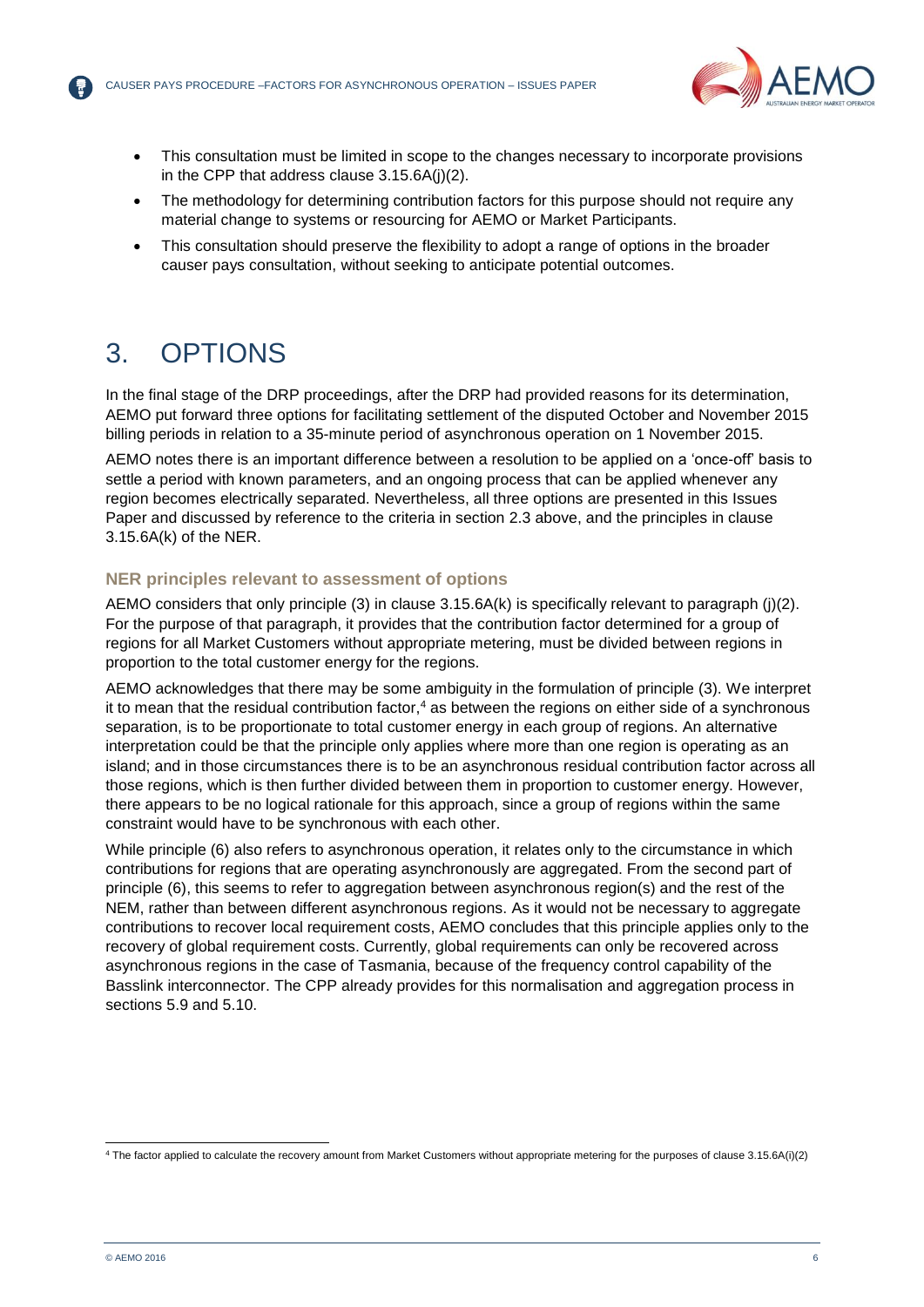- This consultation must be limited in scope to the changes necessary to incorporate provisions in the CPP that address clause 3.15.6A(j)(2).
- The methodology for determining contribution factors for this purpose should not require any material change to systems or resourcing for AEMO or Market Participants.
- This consultation should preserve the flexibility to adopt a range of options in the broader causer pays consultation, without seeking to anticipate potential outcomes.

# 3. OPTIONS

In the final stage of the DRP proceedings, after the DRP had provided reasons for its determination, AEMO put forward three options for facilitating settlement of the disputed October and November 2015 billing periods in relation to a 35-minute period of asynchronous operation on 1 November 2015.

AEMO notes there is an important difference between a resolution to be applied on a 'once-off' basis to settle a period with known parameters, and an ongoing process that can be applied whenever any region becomes electrically separated. Nevertheless, all three options are presented in this Issues Paper and discussed by reference to the criteria in section 2.3 above, and the principles in clause 3.15.6A(k) of the NER.

### NER principles relevant to assessment of options

AEMO considers that only principle (3) in clause 3.15.6A(k) is specifically relevant to paragraph (j)(2). For the purpose of that paragraph, it provides that the contribution factor determined for a group of regions for all Market Customers without appropriate metering, must be divided between regions in proportion to the total customer energy for the regions.

AEMO acknowledges that there may be some ambiguity in the formulation of principle (3). We interpret it to mean that the residual contribution factor,[4] as between the regions on either side of a synchronous separation, is to be proportionate to total customer energy in each group of regions. An alternative interpretation could be that the principle only applies where more than one region is operating as an island; and in those circumstances there is to be an asynchronous residual contribution factor across all those regions, which is then further divided between them in proportion to customer energy. However, there appears to be no logical rationale for this approach, since a group of regions within the same constraint would have to be synchronous with each other.

While principle (6) also refers to asynchronous operation, it relates only to the circumstance in which contributions for regions that are operating asynchronously are aggregated. From the second part of principle (6), this seems to refer to aggregation between asynchronous region(s) and the rest of the NEM, rather than between different asynchronous regions. As it would not be necessary to aggregate contributions to recover local requirement costs, AEMO concludes that this principle applies only to the recovery of global requirement costs. Currently, global requirements can only be recovered across asynchronous regions in the case of Tasmania, because of the frequency control capability of the Basslink interconnector. The CPP already provides for this normalisation and aggregation process in sections 5.9 and 5.10.

[4] The factor applied to calculate the recovery amount from Market Customers without appropriate metering for the purposes of clause 3.15.6A(i)(2)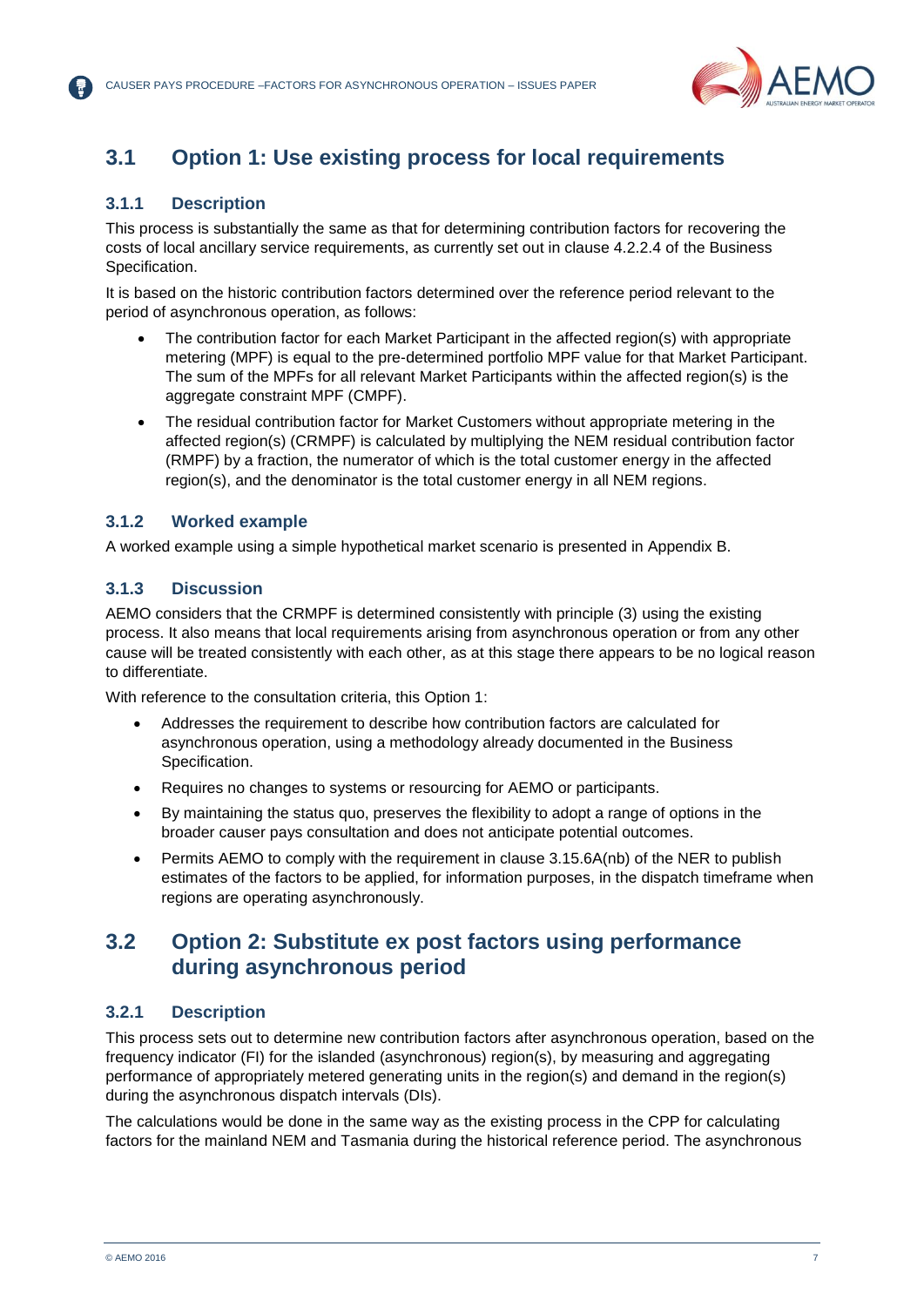## 3.1 Option 1: Use existing process for local requirements

### 3.1.1 Description

This process is substantially the same as that for determining contribution factors for recovering the costs of local ancillary service requirements, as currently set out in clause 4.2.2.4 of the Business Specification.

It is based on the historic contribution factors determined over the reference period relevant to the period of asynchronous operation, as follows:

- The contribution factor for each Market Participant in the affected region(s) with appropriate metering (MPF) is equal to the pre-determined portfolio MPF value for that Market Participant. The sum of the MPFs for all relevant Market Participants within the affected region(s) is the aggregate constraint MPF (CMPF).
- The residual contribution factor for Market Customers without appropriate metering in the affected region(s) (CRMPF) is calculated by multiplying the NEM residual contribution factor (RMPF) by a fraction, the numerator of which is the total customer energy in the affected region(s), and the denominator is the total customer energy in all NEM regions.

### 3.1.2 Worked example

A worked example using a simple hypothetical market scenario is presented in Appendix B.

### 3.1.3 Discussion

AEMO considers that the CRMPF is determined consistently with principle (3) using the existing process. It also means that local requirements arising from asynchronous operation or from any other cause will be treated consistently with each other, as at this stage there appears to be no logical reason to differentiate.

With reference to the consultation criteria, this Option 1:

- Addresses the requirement to describe how contribution factors are calculated for asynchronous operation, using a methodology already documented in the Business Specification.
- Requires no changes to systems or resourcing for AEMO or participants.
- By maintaining the status quo, preserves the flexibility to adopt a range of options in the broader causer pays consultation and does not anticipate potential outcomes.
- Permits AEMO to comply with the requirement in clause 3.15.6A(nb) of the NER to publish estimates of the factors to be applied, for information purposes, in the dispatch timeframe when regions are operating asynchronously.

## 3.2 Option 2: Substitute ex post factors using performance during asynchronous period

### 3.2.1 Description

This process sets out to determine new contribution factors after asynchronous operation, based on the frequency indicator (FI) for the islanded (asynchronous) region(s), by measuring and aggregating performance of appropriately metered generating units in the region(s) and demand in the region(s) during the asynchronous dispatch intervals (DIs).

The calculations would be done in the same way as the existing process in the CPP for calculating factors for the mainland NEM and Tasmania during the historical reference period. The asynchronous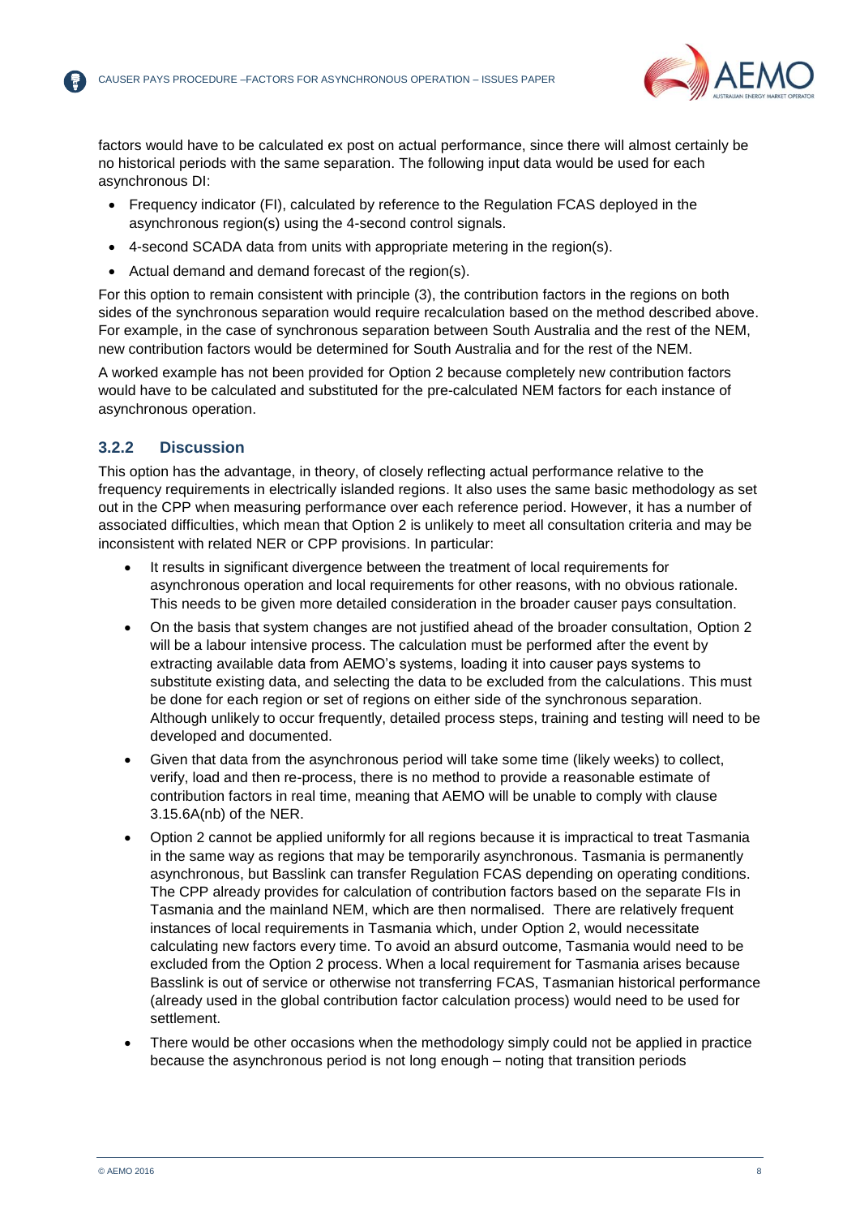factors would have to be calculated ex post on actual performance, since there will almost certainly be no historical periods with the same separation. The following input data would be used for each asynchronous DI:

- Frequency indicator (FI), calculated by reference to the Regulation FCAS deployed in the asynchronous region(s) using the 4-second control signals.
- 4-second SCADA data from units with appropriate metering in the region(s).
- Actual demand and demand forecast of the region(s).

For this option to remain consistent with principle (3), the contribution factors in the regions on both sides of the synchronous separation would require recalculation based on the method described above. For example, in the case of synchronous separation between South Australia and the rest of the NEM, new contribution factors would be determined for South Australia and for the rest of the NEM.

A worked example has not been provided for Option 2 because completely new contribution factors would have to be calculated and substituted for the pre-calculated NEM factors for each instance of asynchronous operation.

### 3.2.2 Discussion

This option has the advantage, in theory, of closely reflecting actual performance relative to the frequency requirements in electrically islanded regions. It also uses the same basic methodology as set out in the CPP when measuring performance over each reference period. However, it has a number of associated difficulties, which mean that Option 2 is unlikely to meet all consultation criteria and may be inconsistent with related NER or CPP provisions. In particular:

- It results in significant divergence between the treatment of local requirements for asynchronous operation and local requirements for other reasons, with no obvious rationale. This needs to be given more detailed consideration in the broader causer pays consultation.
- On the basis that system changes are not justified ahead of the broader consultation, Option 2 will be a labour intensive process. The calculation must be performed after the event by extracting available data from AEMO's systems, loading it into causer pays systems to substitute existing data, and selecting the data to be excluded from the calculations. This must be done for each region or set of regions on either side of the synchronous separation. Although unlikely to occur frequently, detailed process steps, training and testing will need to be developed and documented.
- Given that data from the asynchronous period will take some time (likely weeks) to collect, verify, load and then re-process, there is no method to provide a reasonable estimate of contribution factors in real time, meaning that AEMO will be unable to comply with clause 3.15.6A(nb) of the NER.
- Option 2 cannot be applied uniformly for all regions because it is impractical to treat Tasmania in the same way as regions that may be temporarily asynchronous. Tasmania is permanently asynchronous, but Basslink can transfer Regulation FCAS depending on operating conditions. The CPP already provides for calculation of contribution factors based on the separate FIs in Tasmania and the mainland NEM, which are then normalised. There are relatively frequent instances of local requirements in Tasmania which, under Option 2, would necessitate calculating new factors every time. To avoid an absurd outcome, Tasmania would need to be excluded from the Option 2 process. When a local requirement for Tasmania arises because Basslink is out of service or otherwise not transferring FCAS, Tasmanian historical performance (already used in the global contribution factor calculation process) would need to be used for settlement.
- There would be other occasions when the methodology simply could not be applied in practice because the asynchronous period is not long enough – noting that transition periods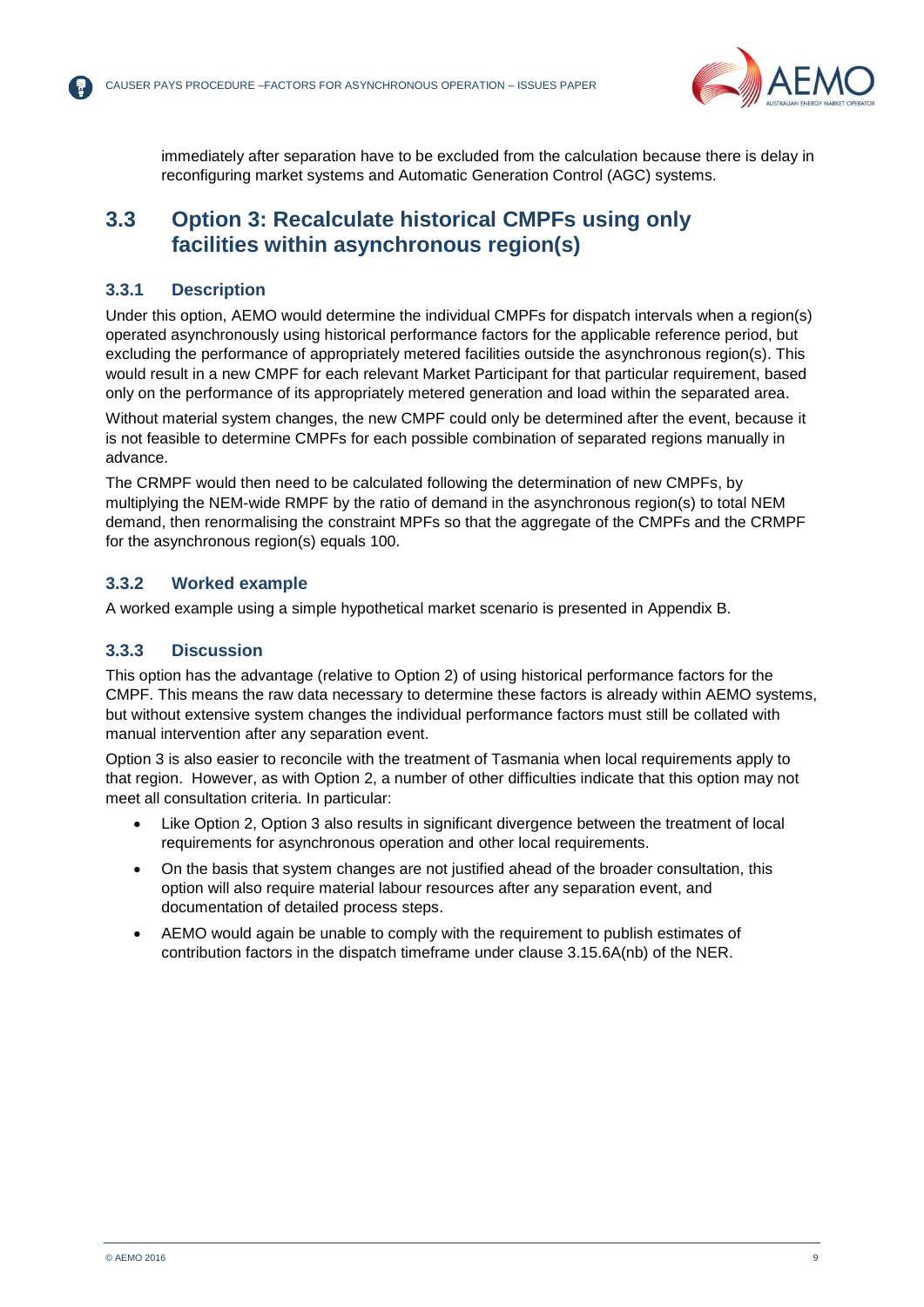immediately after separation have to be excluded from the calculation because there is delay in reconfiguring market systems and Automatic Generation Control (AGC) systems.

## 3.3 Option 3: Recalculate historical CMPFs using only facilities within asynchronous region(s)

### 3.3.1 Description

Under this option, AEMO would determine the individual CMPFs for dispatch intervals when a region(s) operated asynchronously using historical performance factors for the applicable reference period, but excluding the performance of appropriately metered facilities outside the asynchronous region(s). This would result in a new CMPF for each relevant Market Participant for that particular requirement, based only on the performance of its appropriately metered generation and load within the separated area.

Without material system changes, the new CMPF could only be determined after the event, because it is not feasible to determine CMPFs for each possible combination of separated regions manually in advance.

The CRMPF would then need to be calculated following the determination of new CMPFs, by multiplying the NEM-wide RMPF by the ratio of demand in the asynchronous region(s) to total NEM demand, then renormalising the constraint MPFs so that the aggregate of the CMPFs and the CRMPF for the asynchronous region(s) equals 100.

### 3.3.2 Worked example

A worked example using a simple hypothetical market scenario is presented in Appendix B.

### 3.3.3 Discussion

This option has the advantage (relative to Option 2) of using historical performance factors for the CMPF. This means the raw data necessary to determine these factors is already within AEMO systems, but without extensive system changes the individual performance factors must still be collated with manual intervention after any separation event.

Option 3 is also easier to reconcile with the treatment of Tasmania when local requirements apply to that region. However, as with Option 2, a number of other difficulties indicate that this option may not meet all consultation criteria. In particular:

- Like Option 2, Option 3 also results in significant divergence between the treatment of local requirements for asynchronous operation and other local requirements.
- On the basis that system changes are not justified ahead of the broader consultation, this option will also require material labour resources after any separation event, and documentation of detailed process steps.
- AEMO would again be unable to comply with the requirement to publish estimates of contribution factors in the dispatch timeframe under clause 3.15.6A(nb) of the NER.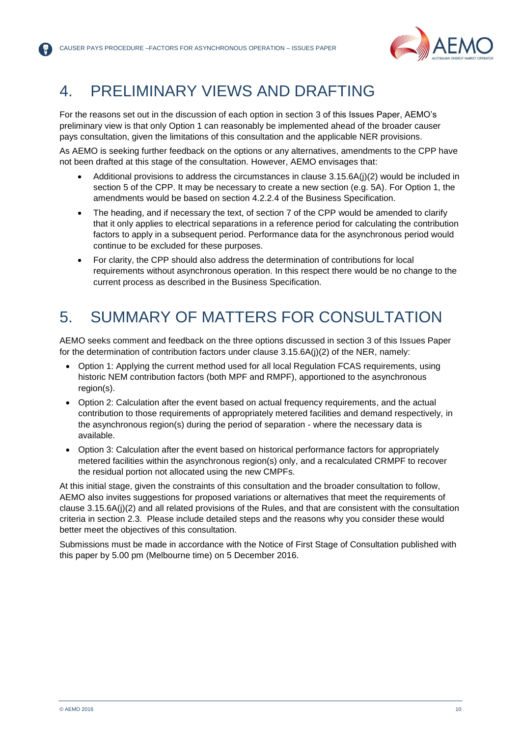# 4. PRELIMINARY VIEWS AND DRAFTING

For the reasons set out in the discussion of each option in section 3 of this Issues Paper, AEMO's preliminary view is that only Option 1 can reasonably be implemented ahead of the broader causer pays consultation, given the limitations of this consultation and the applicable NER provisions.

As AEMO is seeking further feedback on the options or any alternatives, amendments to the CPP have not been drafted at this stage of the consultation. However, AEMO envisages that:

- Additional provisions to address the circumstances in clause 3.15.6A(j)(2) would be included in section 5 of the CPP. It may be necessary to create a new section (e.g. 5A). For Option 1, the amendments would be based on section 4.2.2.4 of the Business Specification.
- The heading, and if necessary the text, of section 7 of the CPP would be amended to clarify that it only applies to electrical separations in a reference period for calculating the contribution factors to apply in a subsequent period. Performance data for the asynchronous period would continue to be excluded for these purposes.
- For clarity, the CPP should also address the determination of contributions for local requirements without asynchronous operation. In this respect there would be no change to the current process as described in the Business Specification.

# 5. SUMMARY OF MATTERS FOR CONSULTATION

AEMO seeks comment and feedback on the three options discussed in section 3 of this Issues Paper for the determination of contribution factors under clause 3.15.6A(j)(2) of the NER, namely:

- Option 1: Applying the current method used for all local Regulation FCAS requirements, using historic NEM contribution factors (both MPF and RMPF), apportioned to the asynchronous region(s).
- Option 2: Calculation after the event based on actual frequency requirements, and the actual contribution to those requirements of appropriately metered facilities and demand respectively, in the asynchronous region(s) during the period of separation - where the necessary data is available.
- Option 3: Calculation after the event based on historical performance factors for appropriately metered facilities within the asynchronous region(s) only, and a recalculated CRMPF to recover the residual portion not allocated using the new CMPFs.

At this initial stage, given the constraints of this consultation and the broader consultation to follow, AEMO also invites suggestions for proposed variations or alternatives that meet the requirements of clause 3.15.6A(j)(2) and all related provisions of the Rules, and that are consistent with the consultation criteria in section 2.3. Please include detailed steps and the reasons why you consider these would better meet the objectives of this consultation.

Submissions must be made in accordance with the Notice of First Stage of Consultation published with this paper by 5.00 pm (Melbourne time) on 5 December 2016.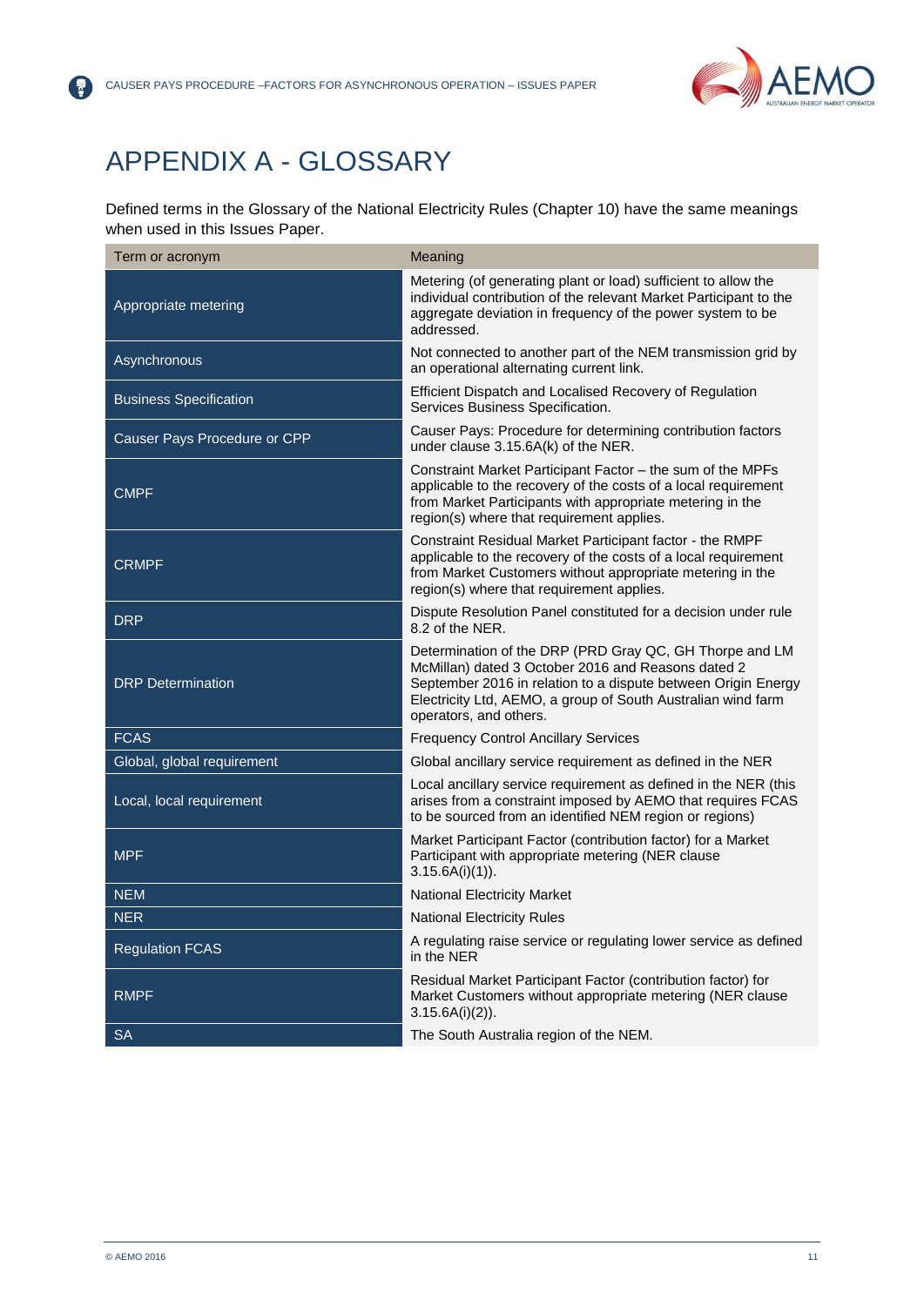# APPENDIX A - GLOSSARY

Defined terms in the Glossary of the National Electricity Rules (Chapter 10) have the same meanings when used in this Issues Paper.

| Term or acronym | Meaning |
|---|---|
| Appropriate metering | Metering (of generating plant or load) sufficient to allow the individual contribution of the relevant Market Participant to the aggregate deviation in frequency of the power system to be addressed. |
| Asynchronous | Not connected to another part of the NEM transmission grid by an operational alternating current link. |
| Business Specification | Efficient Dispatch and Localised Recovery of Regulation Services Business Specification. |
| Causer Pays Procedure or CPP | Causer Pays: Procedure for determining contribution factors under clause 3.15.6A(k) of the NER. |
| CMPF | Constraint Market Participant Factor – the sum of the MPFs applicable to the recovery of the costs of a local requirement from Market Participants with appropriate metering in the region(s) where that requirement applies. |
| CRMPF | Constraint Residual Market Participant factor - the RMPF applicable to the recovery of the costs of a local requirement from Market Customers without appropriate metering in the region(s) where that requirement applies. |
| DRP | Dispute Resolution Panel constituted for a decision under rule 8.2 of the NER. |
| DRP Determination | Determination of the DRP (PRD Gray QC, GH Thorpe and LM McMillan) dated 3 October 2016 and Reasons dated 2 September 2016 in relation to a dispute between Origin Energy Electricity Ltd, AEMO, a group of South Australian wind farm operators, and others. |
| FCAS | Frequency Control Ancillary Services |
| Global, global requirement | Global ancillary service requirement as defined in the NER |
| Local, local requirement | Local ancillary service requirement as defined in the NER (this arises from a constraint imposed by AEMO that requires FCAS to be sourced from an identified NEM region or regions) |
| MPF | Market Participant Factor (contribution factor) for a Market Participant with appropriate metering (NER clause 3.15.6A(i)(1)). |
| NEM | National Electricity Market |
| NER | National Electricity Rules |
| Regulation FCAS | A regulating raise service or regulating lower service as defined in the NER |
| RMPF | Residual Market Participant Factor (contribution factor) for Market Customers without appropriate metering (NER clause 3.15.6A(i)(2)). |
| SA | The South Australia region of the NEM. |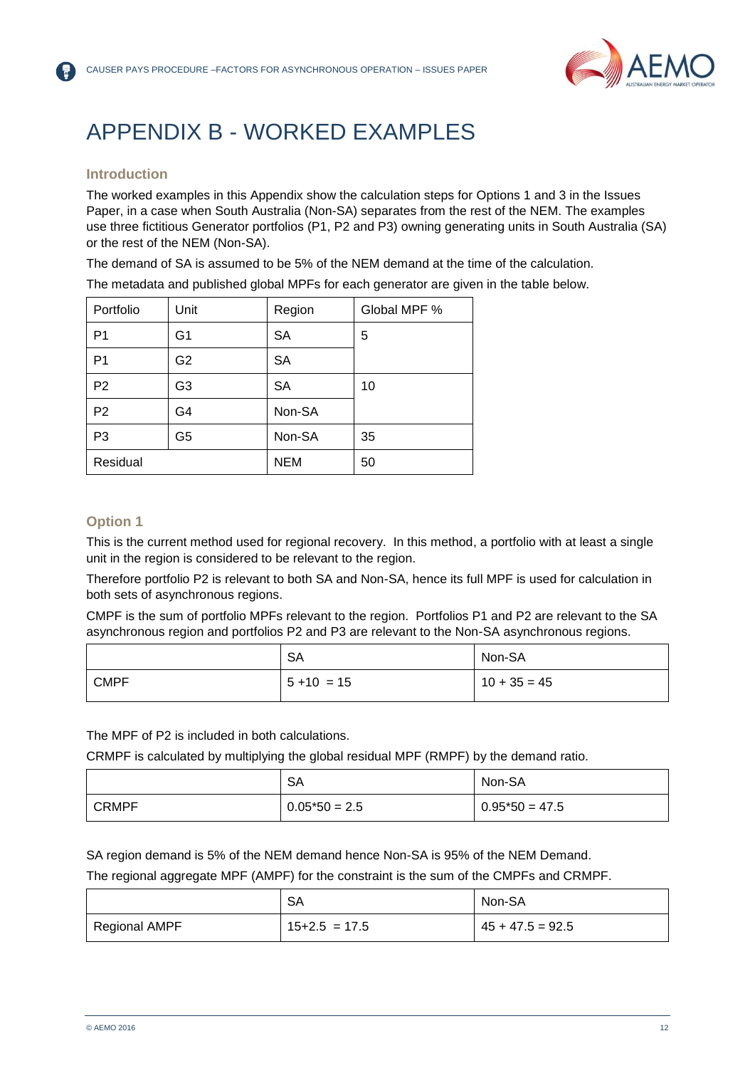# APPENDIX B - WORKED EXAMPLES

## Introduction

The worked examples in this Appendix show the calculation steps for Options 1 and 3 in the Issues Paper, in a case when South Australia (Non-SA) separates from the rest of the NEM. The examples use three fictitious Generator portfolios (P1, P2 and P3) owning generating units in South Australia (SA) or the rest of the NEM (Non-SA).

The demand of SA is assumed to be 5% of the NEM demand at the time of the calculation.

The metadata and published global MPFs for each generator are given in the table below.

| Portfolio | Unit | Region | Global MPF % |
|---|---|---|---|
| P1 | G1 | SA | 5 |
| P1 | G2 | SA | |
| P2 | G3 | SA | 10 |
| P2 | G4 | Non-SA | |
| P3 | G5 | Non-SA | 35 |
| Residual | | NEM | 50 |

## Option 1

This is the current method used for regional recovery. In this method, a portfolio with at least a single unit in the region is considered to be relevant to the region.

Therefore portfolio P2 is relevant to both SA and Non-SA, hence its full MPF is used for calculation in both sets of asynchronous regions.

CMPF is the sum of portfolio MPFs relevant to the region. Portfolios P1 and P2 are relevant to the SA asynchronous region and portfolios P2 and P3 are relevant to the Non-SA asynchronous regions.

| | SA | Non-SA |
|---|---|---|
| CMPF | 5 +10 = 15 | 10 + 35 = 45 |

The MPF of P2 is included in both calculations.

CRMPF is calculated by multiplying the global residual MPF (RMPF) by the demand ratio.

| | SA | Non-SA |
|---|---|---|
| CRMPF | 0.05*50 = 2.5 | 0.95*50 = 47.5 |

SA region demand is 5% of the NEM demand hence Non-SA is 95% of the NEM Demand.

The regional aggregate MPF (AMPF) for the constraint is the sum of the CMPFs and CRMPF.

| | SA | Non-SA |
|---|---|---|
| Regional AMPF | 15+2.5 = 17.5 | 45 + 47.5 = 92.5 |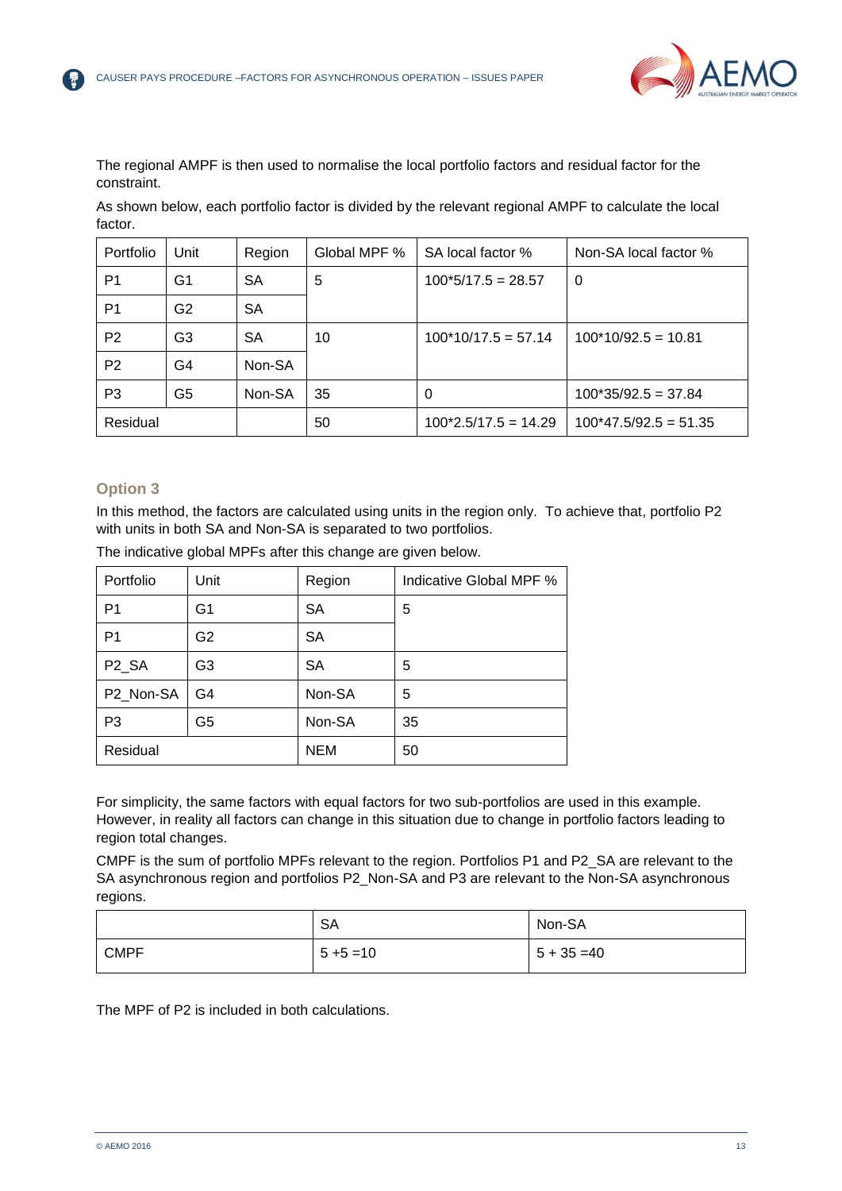The regional AMPF is then used to normalise the local portfolio factors and residual factor for the constraint.

As shown below, each portfolio factor is divided by the relevant regional AMPF to calculate the local factor.

| Portfolio | Unit | Region | Global MPF % | SA local factor % | Non-SA local factor % |
|---|---|---|---|---|---|
| P1 | G1 | SA | 5 | 100*5/17.5 = 28.57 | 0 |
| P1 | G2 | SA | | | |
| P2 | G3 | SA | 10 | 100*10/17.5 = 57.14 | 100*10/92.5 = 10.81 |
| P2 | G4 | Non-SA | | | |
| P3 | G5 | Non-SA | 35 | 0 | 100*35/92.5 = 37.84 |
| Residual | | | 50 | 100*2.5/17.5 = 14.29 | 100*47.5/92.5 = 51.35 |

### Option 3

In this method, the factors are calculated using units in the region only. To achieve that, portfolio P2 with units in both SA and Non-SA is separated to two portfolios.

The indicative global MPFs after this change are given below.

| Portfolio | Unit | Region | Indicative Global MPF % |
|---|---|---|---|
| P1 | G1 | SA | 5 |
| P1 | G2 | SA | |
| P2_SA | G3 | SA | 5 |
| P2_Non-SA | G4 | Non-SA | 5 |
| P3 | G5 | Non-SA | 35 |
| Residual | | NEM | 50 |

For simplicity, the same factors with equal factors for two sub-portfolios are used in this example. However, in reality all factors can change in this situation due to change in portfolio factors leading to region total changes.

CMPF is the sum of portfolio MPFs relevant to the region. Portfolios P1 and P2_SA are relevant to the SA asynchronous region and portfolios P2_Non-SA and P3 are relevant to the Non-SA asynchronous regions.

| | SA | Non-SA |
|---|---|---|
| CMPF | 5 +5 =10 | 5 + 35 =40 |

The MPF of P2 is included in both calculations.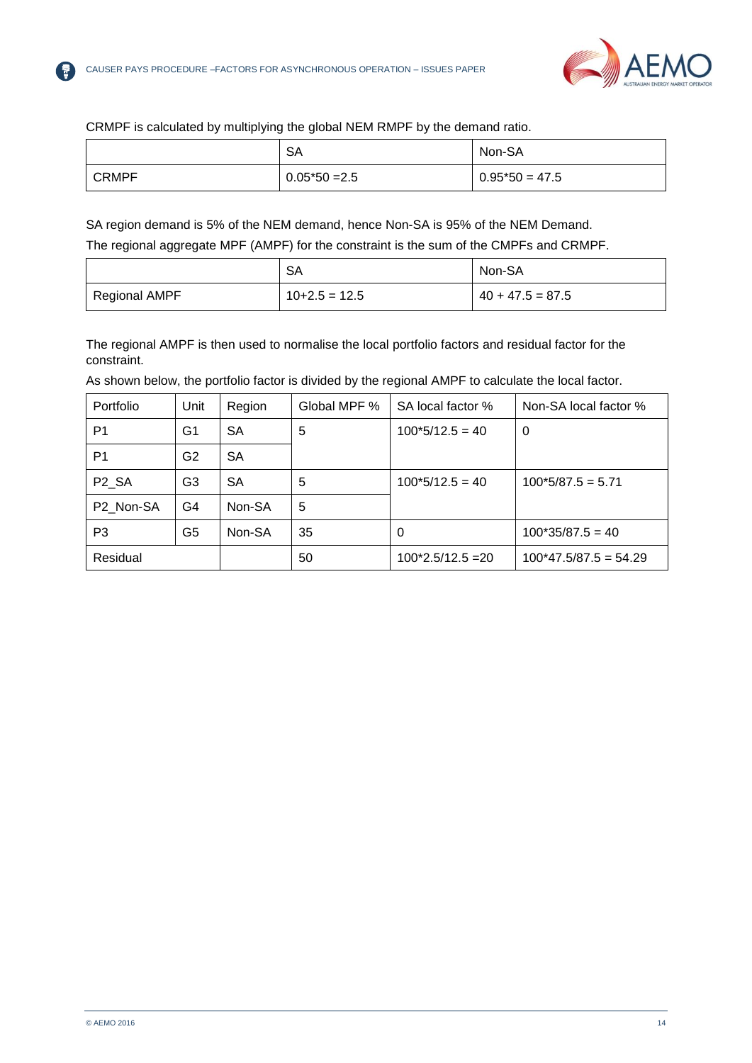CRMPF is calculated by multiplying the global NEM RMPF by the demand ratio.

| | SA | Non-SA |
|---|---|---|
| CRMPF | 0.05*50 =2.5 | 0.95*50 = 47.5 |

SA region demand is 5% of the NEM demand, hence Non-SA is 95% of the NEM Demand.

The regional aggregate MPF (AMPF) for the constraint is the sum of the CMPFs and CRMPF.

| | SA | Non-SA |
|---|---|---|
| Regional AMPF | 10+2.5 = 12.5 | 40 + 47.5 = 87.5 |

The regional AMPF is then used to normalise the local portfolio factors and residual factor for the constraint.

As shown below, the portfolio factor is divided by the regional AMPF to calculate the local factor.

| Portfolio | Unit | Region | Global MPF % | SA local factor % | Non-SA local factor % |
|---|---|---|---|---|---|
| P1 | G1 | SA | 5 | 100*5/12.5 = 40 | 0 |
| P1 | G2 | SA | | | |
| P2_SA | G3 | SA | 5 | 100*5/12.5 = 40 | 100*5/87.5 = 5.71 |
| P2_Non-SA | G4 | Non-SA | 5 | | |
| P3 | G5 | Non-SA | 35 | 0 | 100*35/87.5 = 40 |
| Residual | | | 50 | 100*2.5/12.5 =20 | 100*47.5/87.5 = 54.29 |